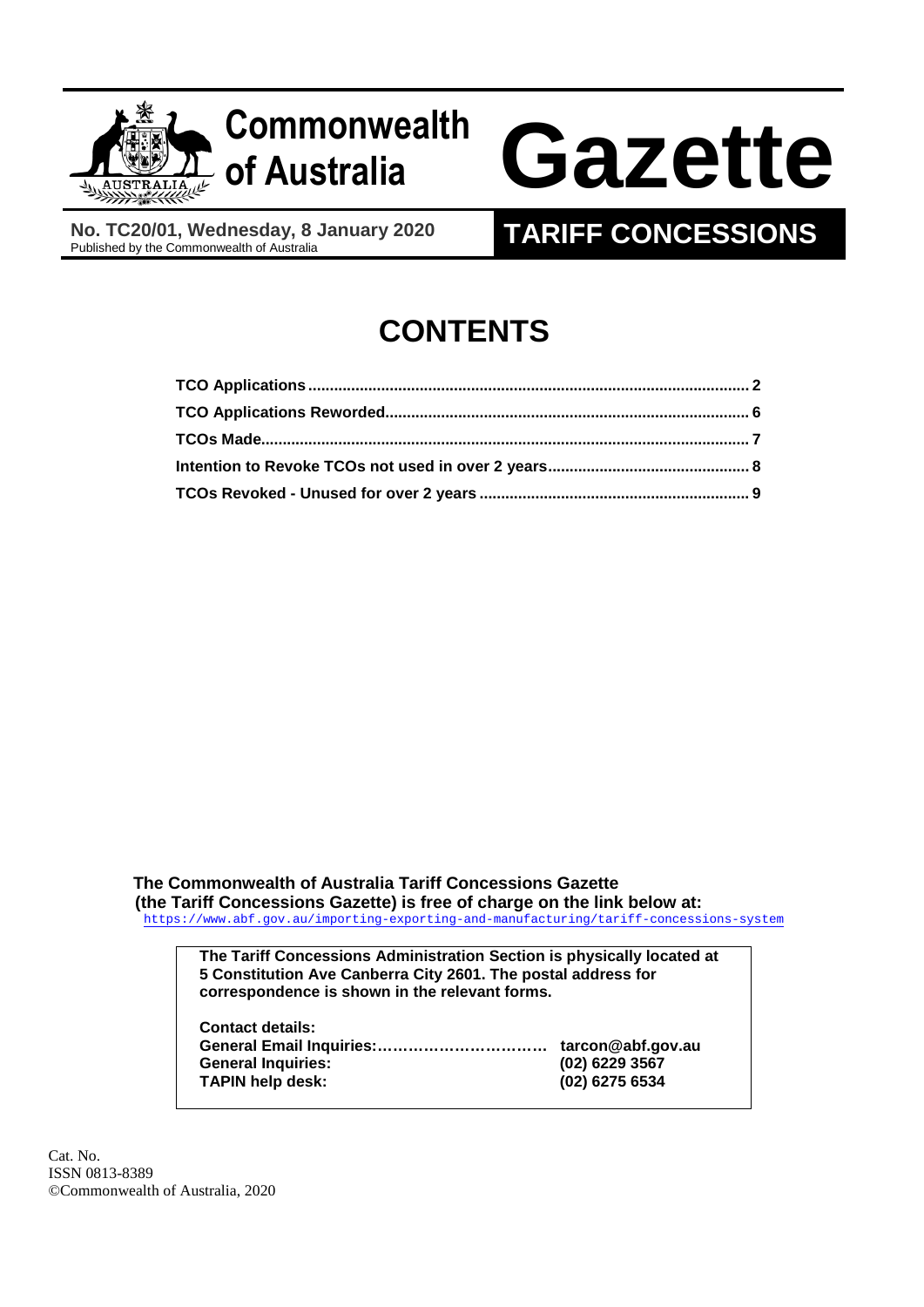# Commonwealth of Australia Gazette

**No. TC20/01, Wednesday, 8 January 2020**
Published by the Commonwealth of Australia

**TARIFF CONCESSIONS**

# CONTENTS

**TCO Applications** ..................................................................................................... **2**
**TCO Applications Reworded**.................................................................................... **6**
**TCOs Made**................................................................................................................ **7**
**Intention to Revoke TCOs not used in over 2 years**............................................... **8**
**TCOs Revoked - Unused for over 2 years** .............................................................. **9**

**The Commonwealth of Australia Tariff Concessions Gazette (the Tariff Concessions Gazette) is free of charge on the link below at:**
https://www.abf.gov.au/importing-exporting-and-manufacturing/tariff-concessions-system

**The Tariff Concessions Administration Section is physically located at 5 Constitution Ave Canberra City 2601. The postal address for correspondence is shown in the relevant forms.**

| **Contact details:** | |
|---|---|
| **General Email Inquiries:……………………………** | **tarcon@abf.gov.au** |
| **General Inquiries:** | **(02) 6229 3567** |
| **TAPIN help desk:** | **(02) 6275 6534** |

Cat. No.
ISSN 0813-8389
©Commonwealth of Australia, 2020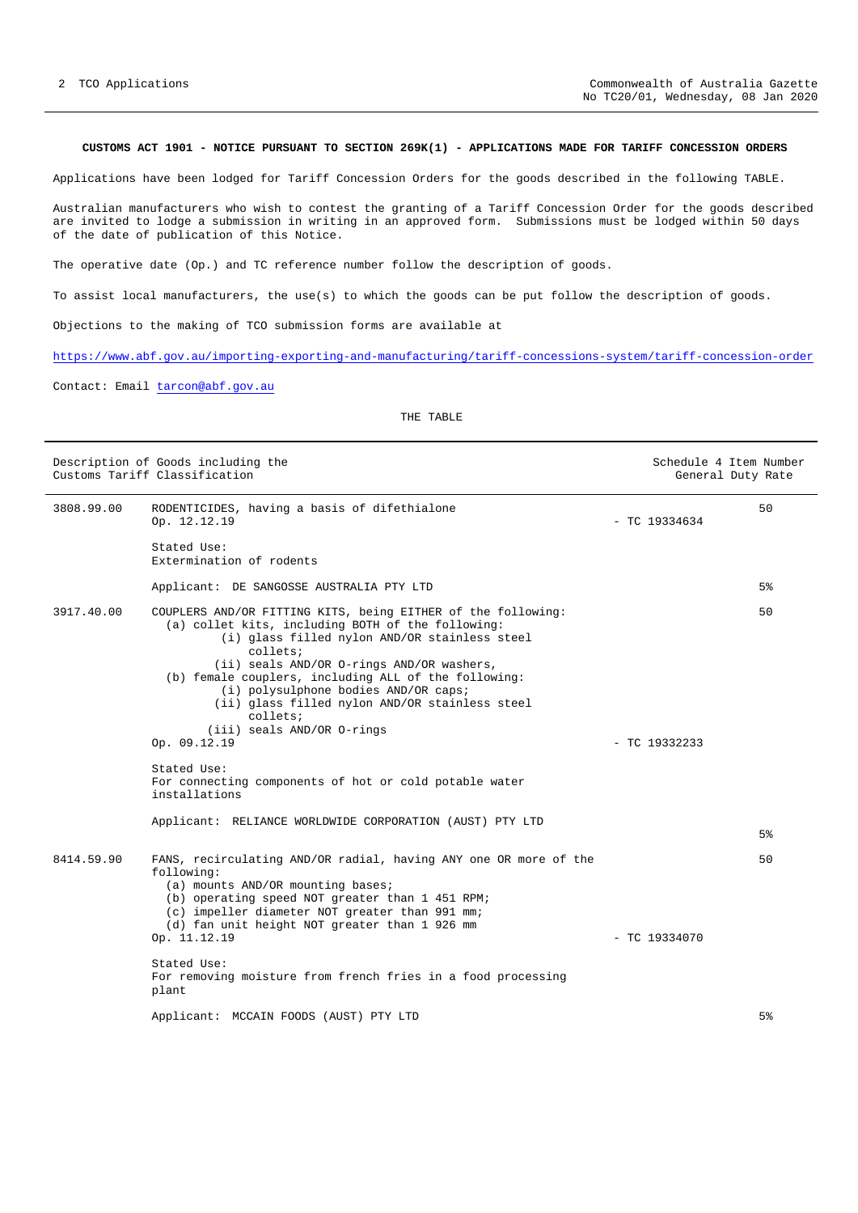**CUSTOMS ACT 1901 - NOTICE PURSUANT TO SECTION 269K(1) - APPLICATIONS MADE FOR TARIFF CONCESSION ORDERS**

Applications have been lodged for Tariff Concession Orders for the goods described in the following TABLE.

Australian manufacturers who wish to contest the granting of a Tariff Concession Order for the goods described are invited to lodge a submission in writing in an approved form. Submissions must be lodged within 50 days of the date of publication of this Notice.

The operative date (Op.) and TC reference number follow the description of goods.

To assist local manufacturers, the use(s) to which the goods can be put follow the description of goods.

Objections to the making of TCO submission forms are available at

https://www.abf.gov.au/importing-exporting-and-manufacturing/tariff-concessions-system/tariff-concession-order

Contact: Email tarcon@abf.gov.au

THE TABLE

| Description of Goods including the Customs Tariff Classification | | | Schedule 4 Item Number / General Duty Rate |
|---|---|---|---|
| 3808.99.00 | RODENTICIDES, having a basis of difethialone<br>Op. 12.12.19<br><br>Stated Use:<br>Extermination of rodents<br><br>Applicant: DE SANGOSSE AUSTRALIA PTY LTD | - TC 19334634 | 50<br><br>5% |
| 3917.40.00 | COUPLERS AND/OR FITTING KITS, being EITHER of the following:<br>(a) collet kits, including BOTH of the following:<br>(i) glass filled nylon AND/OR stainless steel collets;<br>(ii) seals AND/OR O-rings AND/OR washers,<br>(b) female couplers, including ALL of the following:<br>(i) polysulphone bodies AND/OR caps;<br>(ii) glass filled nylon AND/OR stainless steel collets;<br>(iii) seals AND/OR O-rings<br>Op. 09.12.19<br><br>Stated Use:<br>For connecting components of hot or cold potable water installations<br><br>Applicant: RELIANCE WORLDWIDE CORPORATION (AUST) PTY LTD | - TC 19332233 | 50<br><br>5% |
| 8414.59.90 | FANS, recirculating AND/OR radial, having ANY one OR more of the following:<br>(a) mounts AND/OR mounting bases;<br>(b) operating speed NOT greater than 1 451 RPM;<br>(c) impeller diameter NOT greater than 991 mm;<br>(d) fan unit height NOT greater than 1 926 mm<br>Op. 11.12.19<br><br>Stated Use:<br>For removing moisture from french fries in a food processing plant<br><br>Applicant: MCCAIN FOODS (AUST) PTY LTD | - TC 19334070 | 50<br><br>5% |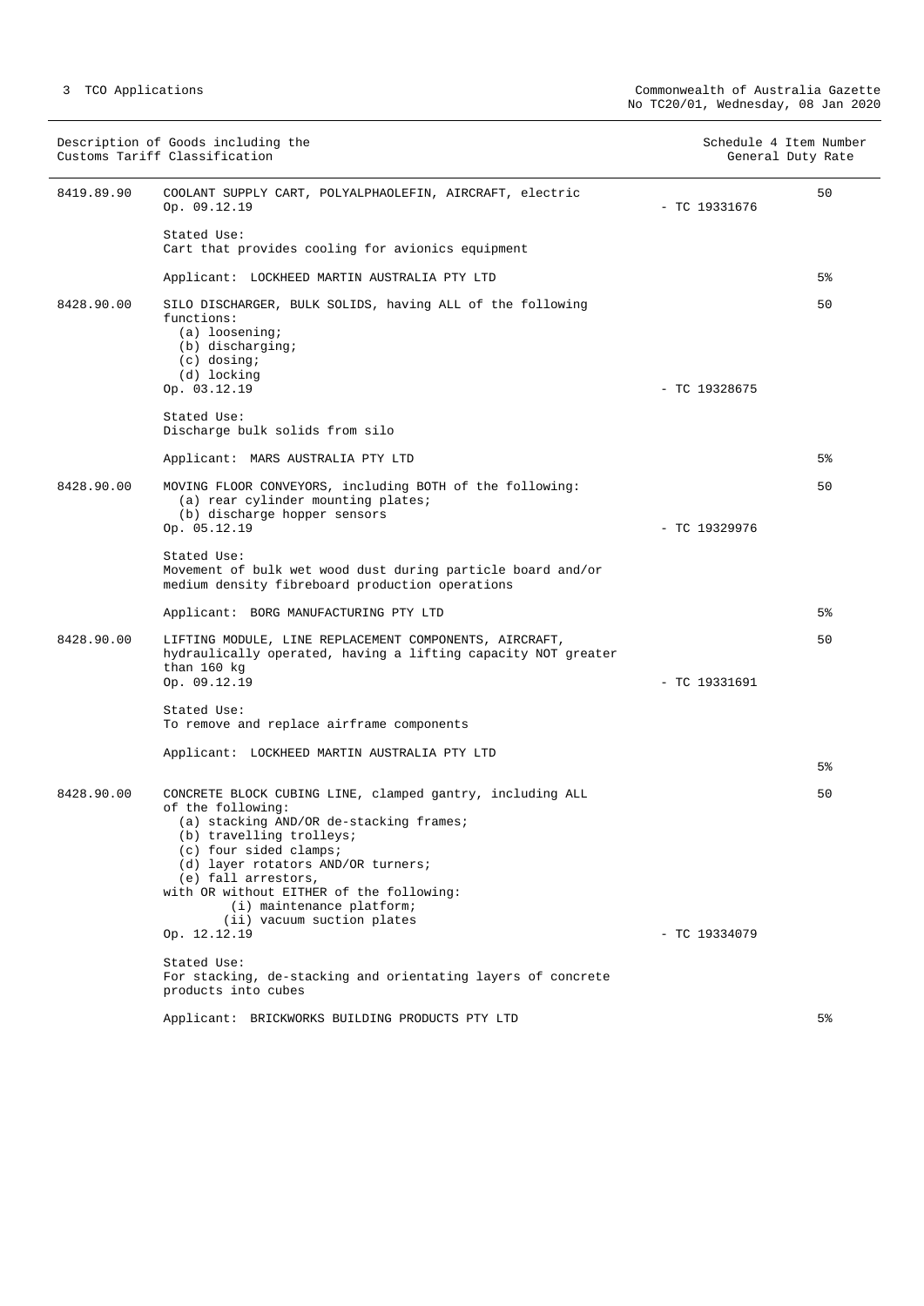| Description of Goods including the Customs Tariff Classification | | Schedule 4 Item Number | General Duty Rate |
|---|---|---|---|
| 8419.89.90 | COOLANT SUPPLY CART, POLYALPHAOLEFIN, AIRCRAFT, electric<br>Op. 09.12.19<br><br>Stated Use:<br>Cart that provides cooling for avionics equipment<br><br>Applicant: LOCKHEED MARTIN AUSTRALIA PTY LTD | - TC 19331676 | 50<br><br>5% |
| 8428.90.00 | SILO DISCHARGER, BULK SOLIDS, having ALL of the following functions:<br>(a) loosening;<br>(b) discharging;<br>(c) dosing;<br>(d) locking<br>Op. 03.12.19<br><br>Stated Use:<br>Discharge bulk solids from silo<br><br>Applicant: MARS AUSTRALIA PTY LTD | - TC 19328675 | 50<br><br>5% |
| 8428.90.00 | MOVING FLOOR CONVEYORS, including BOTH of the following:<br>(a) rear cylinder mounting plates;<br>(b) discharge hopper sensors<br>Op. 05.12.19<br><br>Stated Use:<br>Movement of bulk wet wood dust during particle board and/or medium density fibreboard production operations<br><br>Applicant: BORG MANUFACTURING PTY LTD | - TC 19329976 | 50<br><br>5% |
| 8428.90.00 | LIFTING MODULE, LINE REPLACEMENT COMPONENTS, AIRCRAFT, hydraulically operated, having a lifting capacity NOT greater than 160 kg<br>Op. 09.12.19<br><br>Stated Use:<br>To remove and replace airframe components<br><br>Applicant: LOCKHEED MARTIN AUSTRALIA PTY LTD | - TC 19331691 | 50<br><br>5% |
| 8428.90.00 | CONCRETE BLOCK CUBING LINE, clamped gantry, including ALL of the following:<br>(a) stacking AND/OR de-stacking frames;<br>(b) travelling trolleys;<br>(c) four sided clamps;<br>(d) layer rotators AND/OR turners;<br>(e) fall arrestors,<br>with OR without EITHER of the following:<br>(i) maintenance platform;<br>(ii) vacuum suction plates<br>Op. 12.12.19<br><br>Stated Use:<br>For stacking, de-stacking and orientating layers of concrete products into cubes<br><br>Applicant: BRICKWORKS BUILDING PRODUCTS PTY LTD | - TC 19334079 | 50<br><br>5% |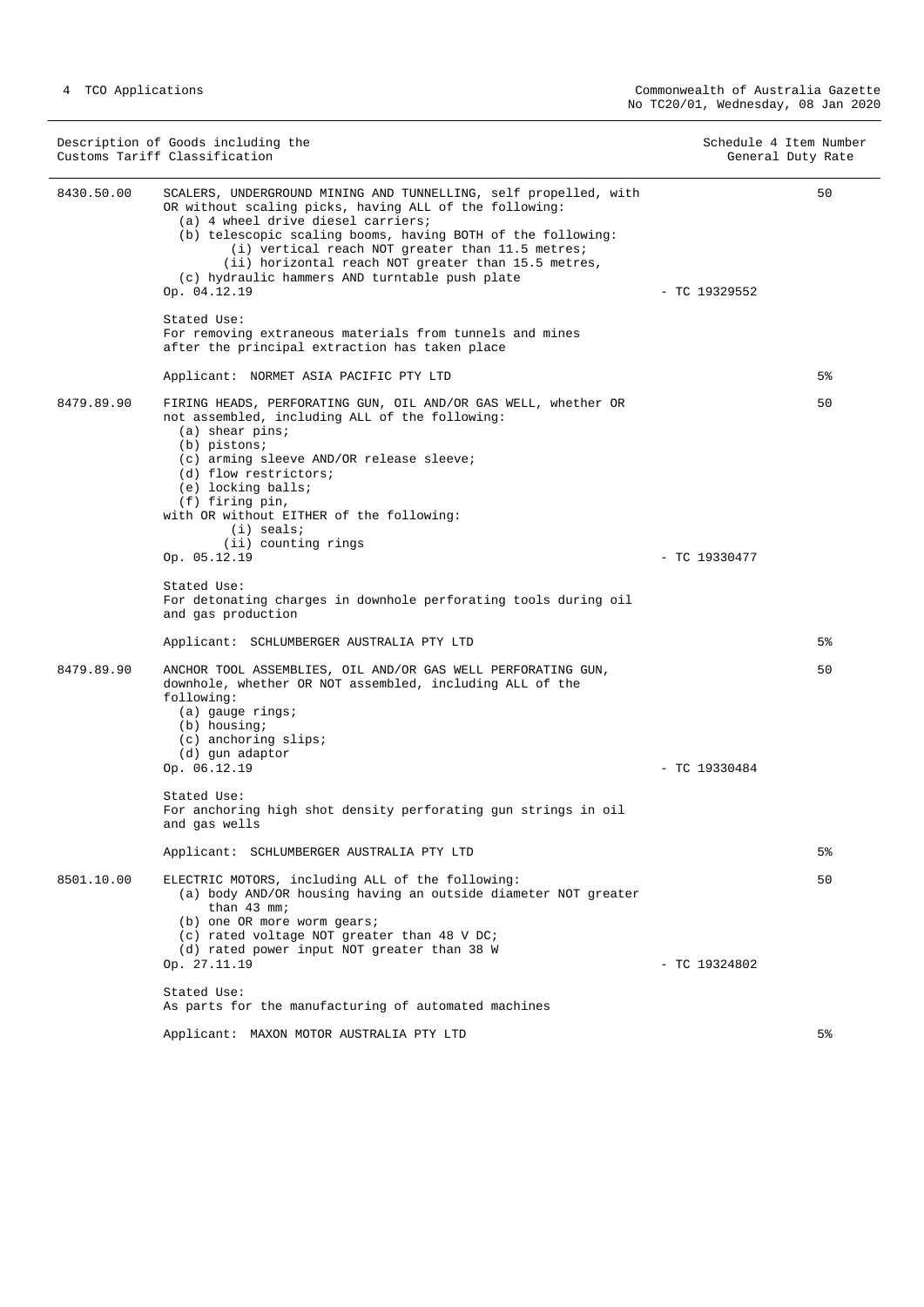| Description of Goods including the Customs Tariff Classification | | | Schedule 4 Item Number General Duty Rate |
|---|---|---|---|
| 8430.50.00 | SCALERS, UNDERGROUND MINING AND TUNNELLING, self propelled, with OR without scaling picks, having ALL of the following:<br>(a) 4 wheel drive diesel carriers;<br>(b) telescopic scaling booms, having BOTH of the following:<br>(i) vertical reach NOT greater than 11.5 metres;<br>(ii) horizontal reach NOT greater than 15.5 metres,<br>(c) hydraulic hammers AND turntable push plate<br>Op. 04.12.19<br><br>Stated Use:<br>For removing extraneous materials from tunnels and mines after the principal extraction has taken place<br><br>Applicant: NORMET ASIA PACIFIC PTY LTD | - TC 19329552 | 50<br><br>5% |
| 8479.89.90 | FIRING HEADS, PERFORATING GUN, OIL AND/OR GAS WELL, whether OR not assembled, including ALL of the following:<br>(a) shear pins;<br>(b) pistons;<br>(c) arming sleeve AND/OR release sleeve;<br>(d) flow restrictors;<br>(e) locking balls;<br>(f) firing pin,<br>with OR without EITHER of the following:<br>(i) seals;<br>(ii) counting rings<br>Op. 05.12.19<br><br>Stated Use:<br>For detonating charges in downhole perforating tools during oil and gas production<br><br>Applicant: SCHLUMBERGER AUSTRALIA PTY LTD | - TC 19330477 | 50<br><br>5% |
| 8479.89.90 | ANCHOR TOOL ASSEMBLIES, OIL AND/OR GAS WELL PERFORATING GUN, downhole, whether OR NOT assembled, including ALL of the following:<br>(a) gauge rings;<br>(b) housing;<br>(c) anchoring slips;<br>(d) gun adaptor<br>Op. 06.12.19<br><br>Stated Use:<br>For anchoring high shot density perforating gun strings in oil and gas wells<br><br>Applicant: SCHLUMBERGER AUSTRALIA PTY LTD | - TC 19330484 | 50<br><br>5% |
| 8501.10.00 | ELECTRIC MOTORS, including ALL of the following:<br>(a) body AND/OR housing having an outside diameter NOT greater than 43 mm;<br>(b) one OR more worm gears;<br>(c) rated voltage NOT greater than 48 V DC;<br>(d) rated power input NOT greater than 38 W<br>Op. 27.11.19<br><br>Stated Use:<br>As parts for the manufacturing of automated machines<br><br>Applicant: MAXON MOTOR AUSTRALIA PTY LTD | - TC 19324802 | 50<br><br>5% |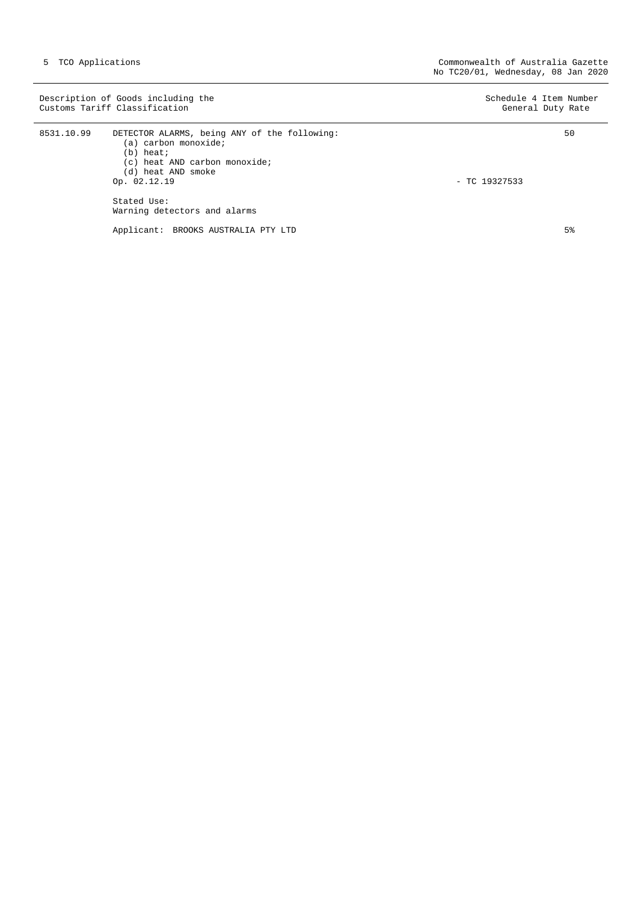| Description of Goods including the Customs Tariff Classification | | | Schedule 4 Item Number General Duty Rate |
|---|---|---|---|
| 8531.10.99 | DETECTOR ALARMS, being ANY of the following:<br>(a) carbon monoxide;<br>(b) heat;<br>(c) heat AND carbon monoxide;<br>(d) heat AND smoke<br>Op. 02.12.19 | - TC 19327533 | 50 |
| | Stated Use:<br>Warning detectors and alarms | | |
| | Applicant: BROOKS AUSTRALIA PTY LTD | | 5% |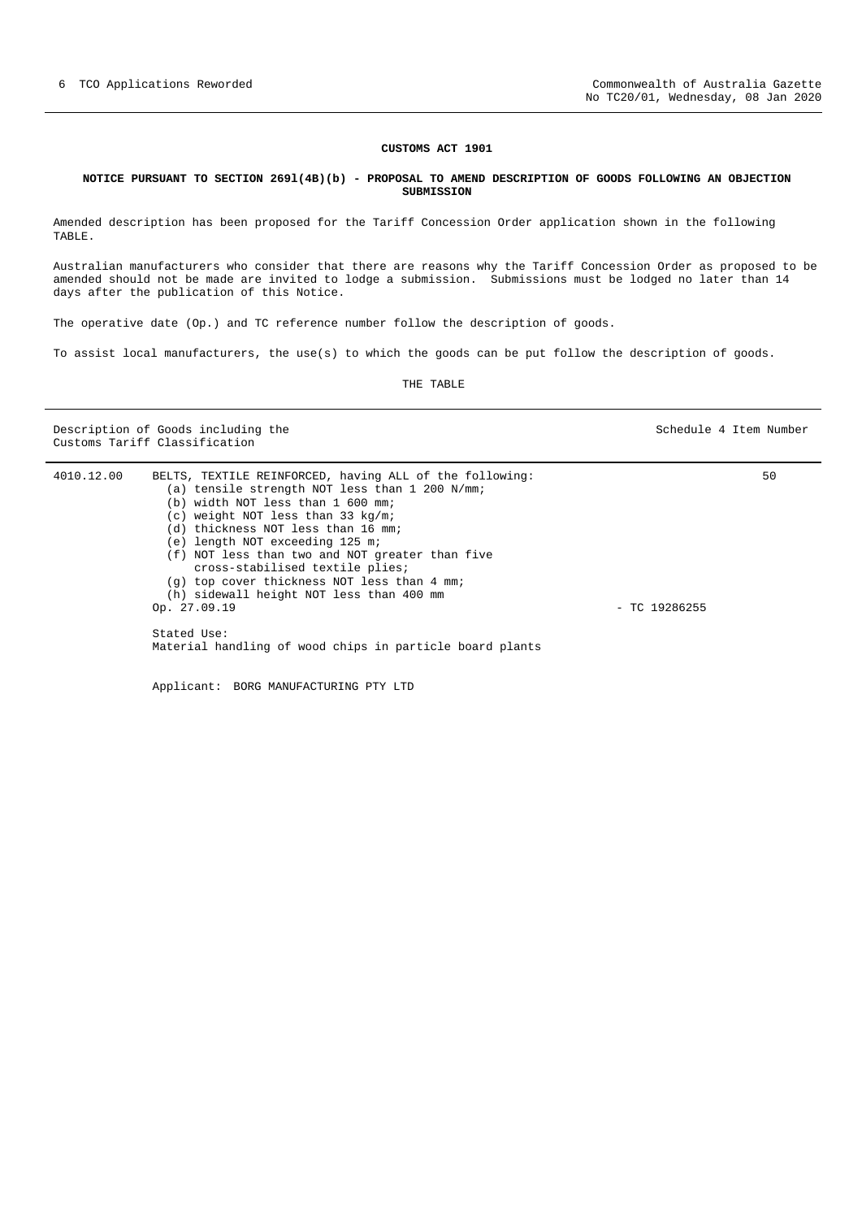**CUSTOMS ACT 1901**

**NOTICE PURSUANT TO SECTION 269l(4B)(b) - PROPOSAL TO AMEND DESCRIPTION OF GOODS FOLLOWING AN OBJECTION SUBMISSION**

Amended description has been proposed for the Tariff Concession Order application shown in the following TABLE.

Australian manufacturers who consider that there are reasons why the Tariff Concession Order as proposed to be amended should not be made are invited to lodge a submission. Submissions must be lodged no later than 14 days after the publication of this Notice.

The operative date (Op.) and TC reference number follow the description of goods.

To assist local manufacturers, the use(s) to which the goods can be put follow the description of goods.

THE TABLE

| Description of Goods including the Customs Tariff Classification | | | Schedule 4 Item Number |
|---|---|---|---|
| 4010.12.00 | BELTS, TEXTILE REINFORCED, having ALL of the following:<br>(a) tensile strength NOT less than 1 200 N/mm;<br>(b) width NOT less than 1 600 mm;<br>(c) weight NOT less than 33 kg/m;<br>(d) thickness NOT less than 16 mm;<br>(e) length NOT exceeding 125 m;<br>(f) NOT less than two and NOT greater than five cross-stabilised textile plies;<br>(g) top cover thickness NOT less than 4 mm;<br>(h) sidewall height NOT less than 400 mm<br>Op. 27.09.19 | - TC 19286255 | 50 |
| | Stated Use:<br>Material handling of wood chips in particle board plants | | |
| | Applicant: BORG MANUFACTURING PTY LTD | | |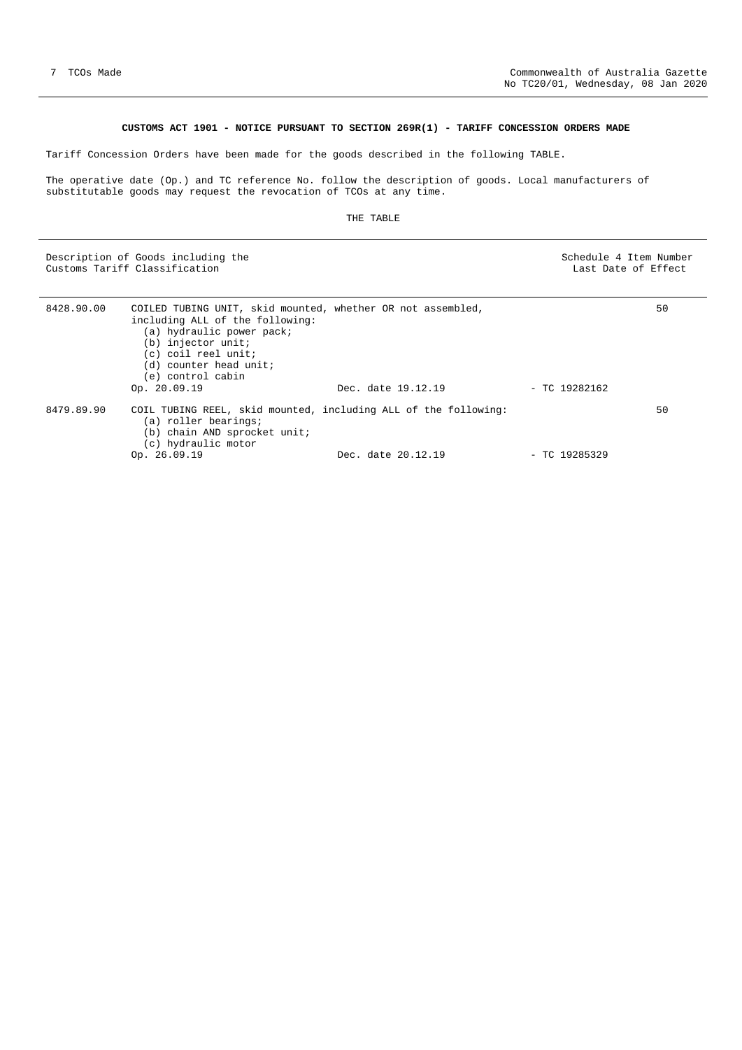**CUSTOMS ACT 1901 - NOTICE PURSUANT TO SECTION 269R(1) - TARIFF CONCESSION ORDERS MADE**

Tariff Concession Orders have been made for the goods described in the following TABLE.

The operative date (Op.) and TC reference No. follow the description of goods. Local manufacturers of substitutable goods may request the revocation of TCOs at any time.

THE TABLE

| Description of Goods including the Customs Tariff Classification | | Schedule 4 Item Number Last Date of Effect |
|---|---|---|
| 8428.90.00 | COILED TUBING UNIT, skid mounted, whether OR not assembled, including ALL of the following:<br>(a) hydraulic power pack;<br>(b) injector unit;<br>(c) coil reel unit;<br>(d) counter head unit;<br>(e) control cabin<br>Op. 20.09.19 Dec. date 19.12.19 - TC 19282162 | 50 |
| 8479.89.90 | COIL TUBING REEL, skid mounted, including ALL of the following:<br>(a) roller bearings;<br>(b) chain AND sprocket unit;<br>(c) hydraulic motor<br>Op. 26.09.19 Dec. date 20.12.19 - TC 19285329 | 50 |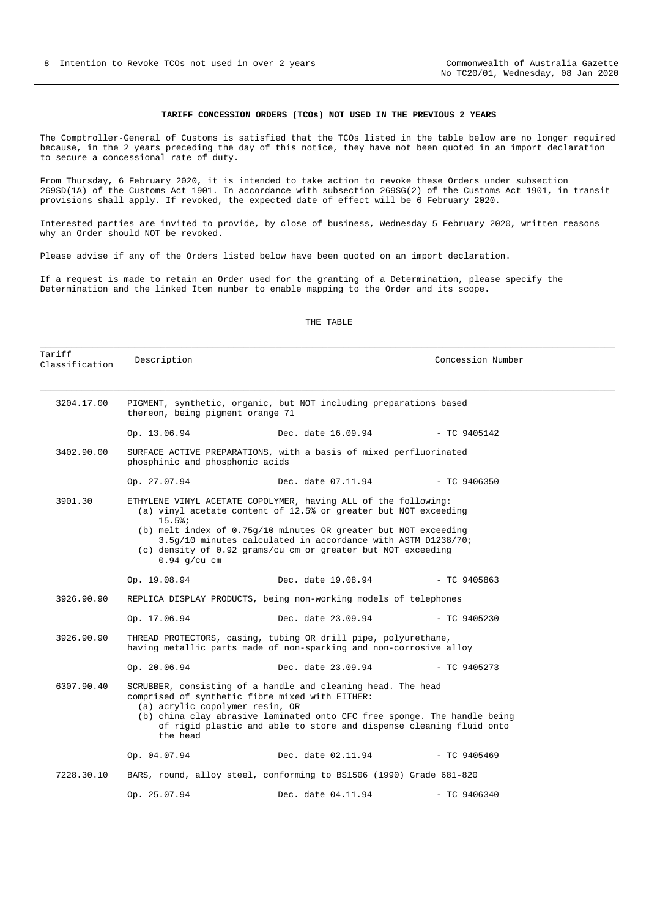**TARIFF CONCESSION ORDERS (TCOs) NOT USED IN THE PREVIOUS 2 YEARS**

The Comptroller-General of Customs is satisfied that the TCOs listed in the table below are no longer required because, in the 2 years preceding the day of this notice, they have not been quoted in an import declaration to secure a concessional rate of duty.

From Thursday, 6 February 2020, it is intended to take action to revoke these Orders under subsection 269SD(1A) of the Customs Act 1901. In accordance with subsection 269SG(2) of the Customs Act 1901, in transit provisions shall apply. If revoked, the expected date of effect will be 6 February 2020.

Interested parties are invited to provide, by close of business, Wednesday 5 February 2020, written reasons why an Order should NOT be revoked.

Please advise if any of the Orders listed below have been quoted on an import declaration.

If a request is made to retain an Order used for the granting of a Determination, please specify the Determination and the linked Item number to enable mapping to the Order and its scope.

THE TABLE

| Tariff Classification | Description | | Concession Number |
|---|---|---|---|
| 3204.17.00 | PIGMENT, synthetic, organic, but NOT including preparations based thereon, being pigment orange 71 | | |
| | Op. 13.06.94 | Dec. date 16.09.94 | - TC 9405142 |
| 3402.90.00 | SURFACE ACTIVE PREPARATIONS, with a basis of mixed perfluorinated phosphinic and phosphonic acids | | |
| | Op. 27.07.94 | Dec. date 07.11.94 | - TC 9406350 |
| 3901.30 | ETHYLENE VINYL ACETATE COPOLYMER, having ALL of the following:<br>(a) vinyl acetate content of 12.5% or greater but NOT exceeding 15.5%;<br>(b) melt index of 0.75g/10 minutes OR greater but NOT exceeding 3.5g/10 minutes calculated in accordance with ASTM D1238/70;<br>(c) density of 0.92 grams/cu cm or greater but NOT exceeding 0.94 g/cu cm | | |
| | Op. 19.08.94 | Dec. date 19.08.94 | - TC 9405863 |
| 3926.90.90 | REPLICA DISPLAY PRODUCTS, being non-working models of telephones | | |
| | Op. 17.06.94 | Dec. date 23.09.94 | - TC 9405230 |
| 3926.90.90 | THREAD PROTECTORS, casing, tubing OR drill pipe, polyurethane, having metallic parts made of non-sparking and non-corrosive alloy | | |
| | Op. 20.06.94 | Dec. date 23.09.94 | - TC 9405273 |
| 6307.90.40 | SCRUBBER, consisting of a handle and cleaning head. The head comprised of synthetic fibre mixed with EITHER:<br>(a) acrylic copolymer resin, OR<br>(b) china clay abrasive laminated onto CFC free sponge. The handle being of rigid plastic and able to store and dispense cleaning fluid onto the head | | |
| | Op. 04.07.94 | Dec. date 02.11.94 | - TC 9405469 |
| 7228.30.10 | BARS, round, alloy steel, conforming to BS1506 (1990) Grade 681-820 | | |
| | Op. 25.07.94 | Dec. date 04.11.94 | - TC 9406340 |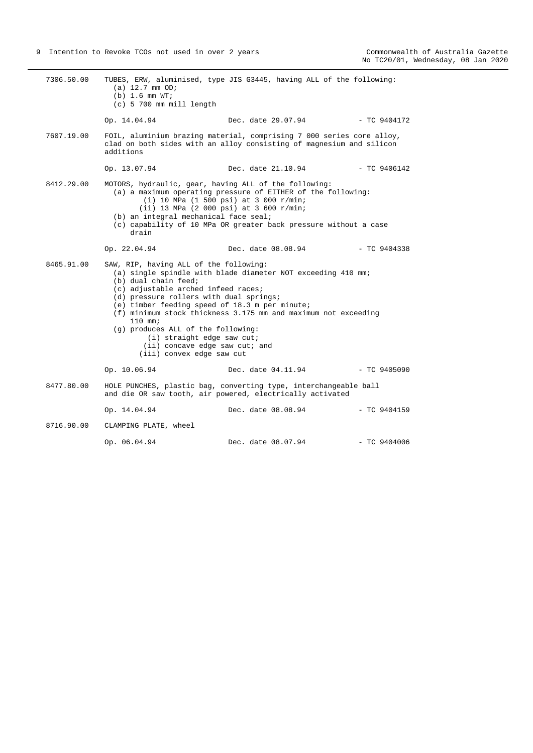7306.50.00 TUBES, ERW, aluminised, type JIS G3445, having ALL of the following:
(a) 12.7 mm OD;
(b) 1.6 mm WT;
(c) 5 700 mm mill length

Op. 14.04.94 Dec. date 29.07.94 - TC 9404172

7607.19.00 FOIL, aluminium brazing material, comprising 7 000 series core alloy, clad on both sides with an alloy consisting of magnesium and silicon additions

Op. 13.07.94 Dec. date 21.10.94 - TC 9406142

8412.29.00 MOTORS, hydraulic, gear, having ALL of the following:
(a) a maximum operating pressure of EITHER of the following:
(i) 10 MPa (1 500 psi) at 3 000 r/min;
(ii) 13 MPa (2 000 psi) at 3 600 r/min;
(b) an integral mechanical face seal;
(c) capability of 10 MPa OR greater back pressure without a case drain

Op. 22.04.94 Dec. date 08.08.94 - TC 9404338

8465.91.00 SAW, RIP, having ALL of the following:
(a) single spindle with blade diameter NOT exceeding 410 mm;
(b) dual chain feed;
(c) adjustable arched infeed races;
(d) pressure rollers with dual springs;
(e) timber feeding speed of 18.3 m per minute;
(f) minimum stock thickness 3.175 mm and maximum not exceeding 110 mm;
(g) produces ALL of the following:
(i) straight edge saw cut;
(ii) concave edge saw cut; and
(iii) convex edge saw cut

Op. 10.06.94 Dec. date 04.11.94 - TC 9405090

8477.80.00 HOLE PUNCHES, plastic bag, converting type, interchangeable ball and die OR saw tooth, air powered, electrically activated

Op. 14.04.94 Dec. date 08.08.94 - TC 9404159

8716.90.00 CLAMPING PLATE, wheel

Op. 06.04.94 Dec. date 08.07.94 - TC 9404006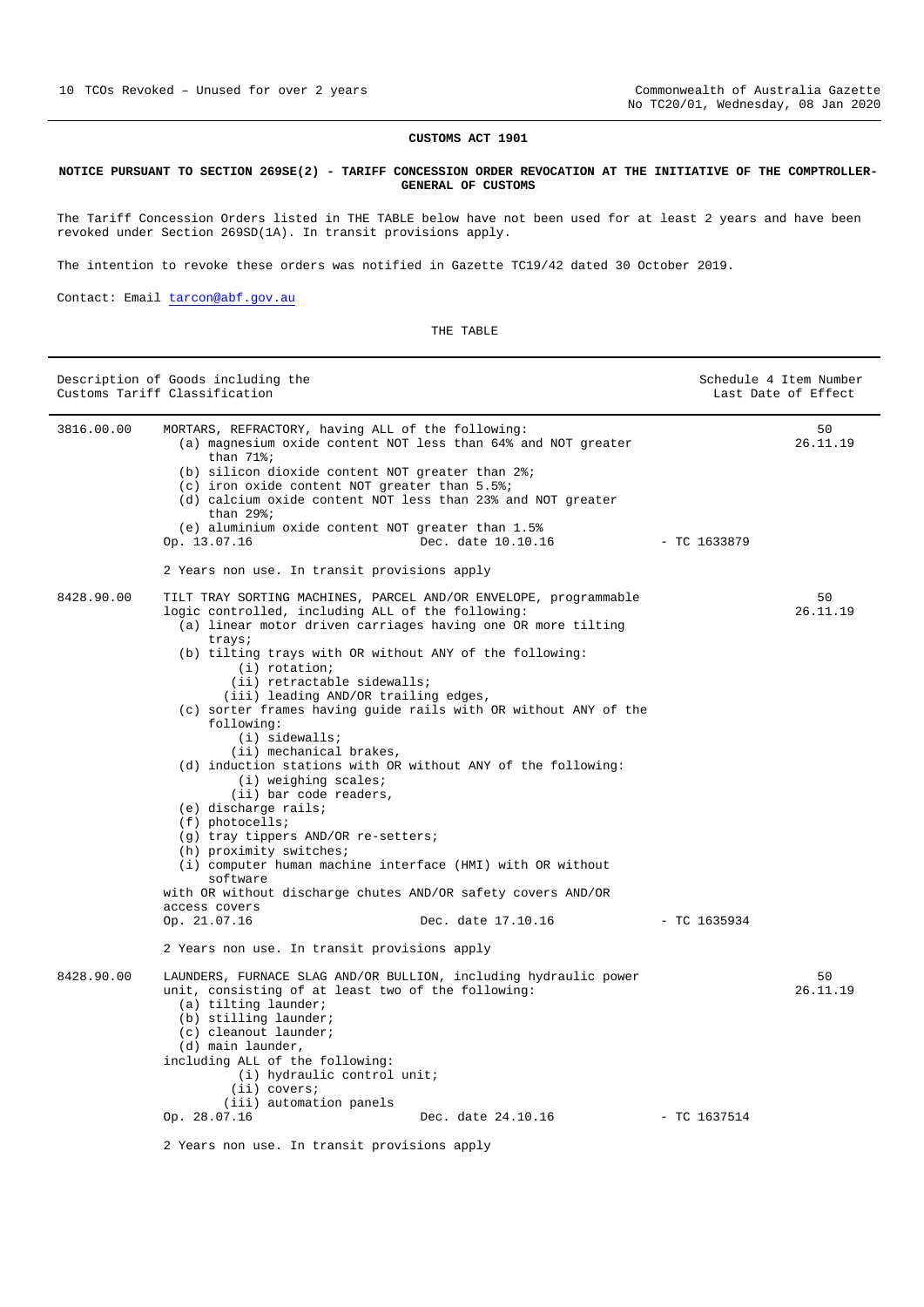## CUSTOMS ACT 1901

**NOTICE PURSUANT TO SECTION 269SE(2) - TARIFF CONCESSION ORDER REVOCATION AT THE INITIATIVE OF THE COMPTROLLER-GENERAL OF CUSTOMS**

The Tariff Concession Orders listed in THE TABLE below have not been used for at least 2 years and have been revoked under Section 269SD(1A). In transit provisions apply.

The intention to revoke these orders was notified in Gazette TC19/42 dated 30 October 2019.

Contact: Email tarcon@abf.gov.au

THE TABLE

| Description of Goods including the Customs Tariff Classification | | Schedule 4 Item Number Last Date of Effect |
|---|---|---|
| 3816.00.00 | MORTARS, REFRACTORY, having ALL of the following:<br>(a) magnesium oxide content NOT less than 64% and NOT greater than 71%;<br>(b) silicon dioxide content NOT greater than 2%;<br>(c) iron oxide content NOT greater than 5.5%;<br>(d) calcium oxide content NOT less than 23% and NOT greater than 29%;<br>(e) aluminium oxide content NOT greater than 1.5%<br>Op. 13.07.16 Dec. date 10.10.16 - TC 1633879<br><br>2 Years non use. In transit provisions apply | 50<br>26.11.19 |
| 8428.90.00 | TILT TRAY SORTING MACHINES, PARCEL AND/OR ENVELOPE, programmable logic controlled, including ALL of the following:<br>(a) linear motor driven carriages having one OR more tilting trays;<br>(b) tilting trays with OR without ANY of the following:<br>(i) rotation;<br>(ii) retractable sidewalls;<br>(iii) leading AND/OR trailing edges,<br>(c) sorter frames having guide rails with OR without ANY of the following:<br>(i) sidewalls;<br>(ii) mechanical brakes,<br>(d) induction stations with OR without ANY of the following:<br>(i) weighing scales;<br>(ii) bar code readers,<br>(e) discharge rails;<br>(f) photocells;<br>(g) tray tippers AND/OR re-setters;<br>(h) proximity switches;<br>(i) computer human machine interface (HMI) with OR without software<br>with OR without discharge chutes AND/OR safety covers AND/OR access covers<br>Op. 21.07.16 Dec. date 17.10.16 - TC 1635934<br><br>2 Years non use. In transit provisions apply | 50<br>26.11.19 |
| 8428.90.00 | LAUNDERS, FURNACE SLAG AND/OR BULLION, including hydraulic power unit, consisting of at least two of the following:<br>(a) tilting launder;<br>(b) stilling launder;<br>(c) cleanout launder;<br>(d) main launder,<br>including ALL of the following:<br>(i) hydraulic control unit;<br>(ii) covers;<br>(iii) automation panels<br>Op. 28.07.16 Dec. date 24.10.16 - TC 1637514<br><br>2 Years non use. In transit provisions apply | 50<br>26.11.19 |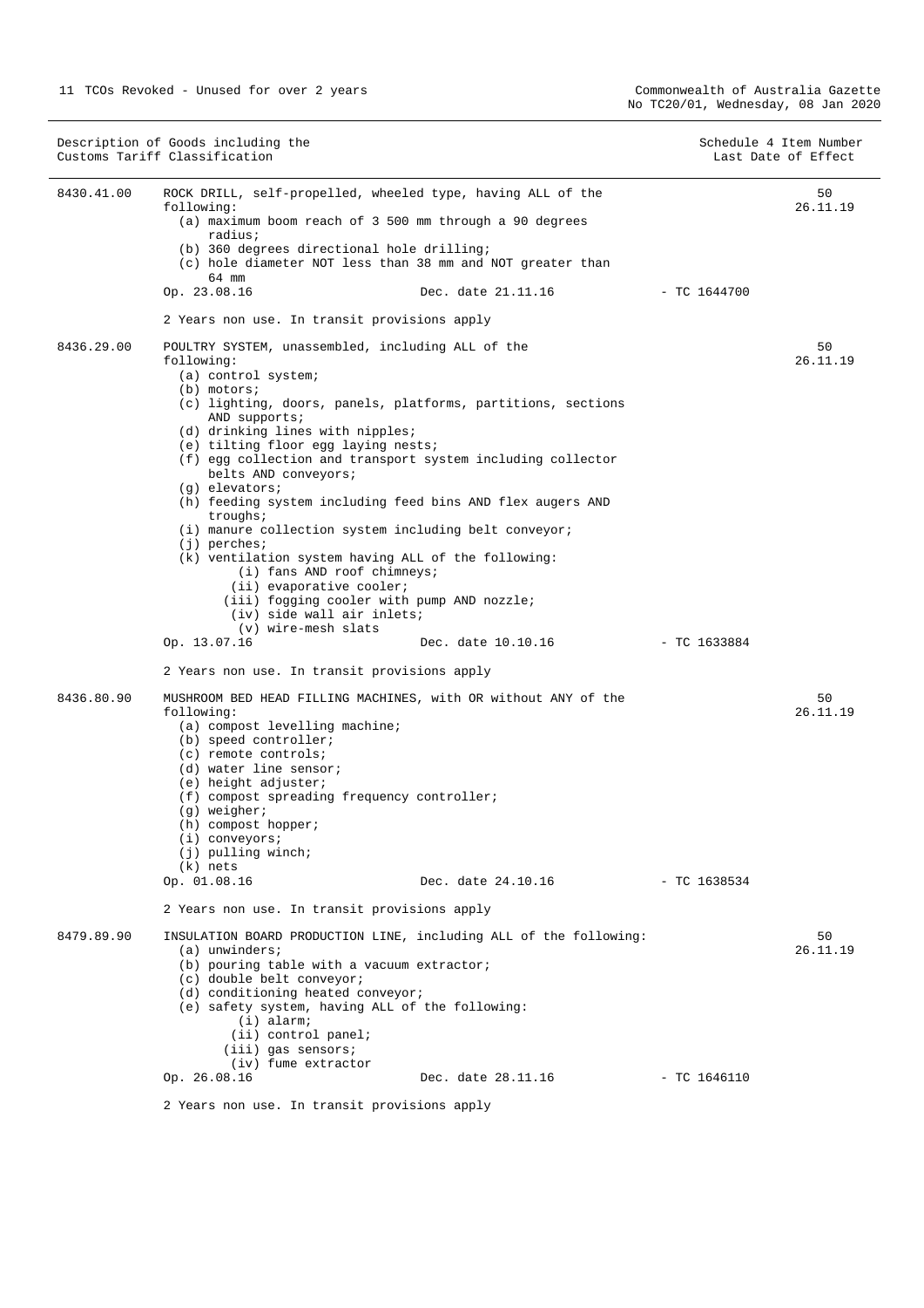| Description of Goods including the Customs Tariff Classification | | Schedule 4 Item Number Last Date of Effect |
|---|---|---|
| 8430.41.00 | ROCK DRILL, self-propelled, wheeled type, having ALL of the following:<br>(a) maximum boom reach of 3 500 mm through a 90 degrees radius;<br>(b) 360 degrees directional hole drilling;<br>(c) hole diameter NOT less than 38 mm and NOT greater than 64 mm<br>Op. 23.08.16 Dec. date 21.11.16 - TC 1644700<br><br>2 Years non use. In transit provisions apply | 50<br>26.11.19 |
| 8436.29.00 | POULTRY SYSTEM, unassembled, including ALL of the following:<br>(a) control system;<br>(b) motors;<br>(c) lighting, doors, panels, platforms, partitions, sections AND supports;<br>(d) drinking lines with nipples;<br>(e) tilting floor egg laying nests;<br>(f) egg collection and transport system including collector belts AND conveyors;<br>(g) elevators;<br>(h) feeding system including feed bins AND flex augers AND troughs;<br>(i) manure collection system including belt conveyor;<br>(j) perches;<br>(k) ventilation system having ALL of the following:<br>(i) fans AND roof chimneys;<br>(ii) evaporative cooler;<br>(iii) fogging cooler with pump AND nozzle;<br>(iv) side wall air inlets;<br>(v) wire-mesh slats<br>Op. 13.07.16 Dec. date 10.10.16 - TC 1633884<br><br>2 Years non use. In transit provisions apply | 50<br>26.11.19 |
| 8436.80.90 | MUSHROOM BED HEAD FILLING MACHINES, with OR without ANY of the following:<br>(a) compost levelling machine;<br>(b) speed controller;<br>(c) remote controls;<br>(d) water line sensor;<br>(e) height adjuster;<br>(f) compost spreading frequency controller;<br>(g) weigher;<br>(h) compost hopper;<br>(i) conveyors;<br>(j) pulling winch;<br>(k) nets<br>Op. 01.08.16 Dec. date 24.10.16 - TC 1638534<br><br>2 Years non use. In transit provisions apply | 50<br>26.11.19 |
| 8479.89.90 | INSULATION BOARD PRODUCTION LINE, including ALL of the following:<br>(a) unwinders;<br>(b) pouring table with a vacuum extractor;<br>(c) double belt conveyor;<br>(d) conditioning heated conveyor;<br>(e) safety system, having ALL of the following:<br>(i) alarm;<br>(ii) control panel;<br>(iii) gas sensors;<br>(iv) fume extractor<br>Op. 26.08.16 Dec. date 28.11.16 - TC 1646110<br><br>2 Years non use. In transit provisions apply | 50<br>26.11.19 |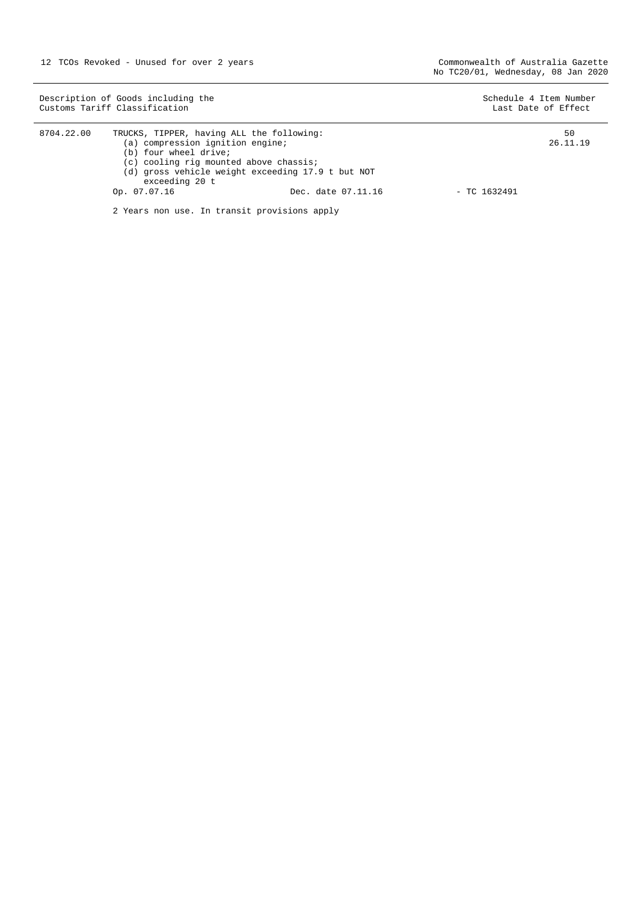| Description of Goods including the Customs Tariff Classification | | | | Schedule 4 Item Number Last Date of Effect |
|---|---|---|---|---|
| 8704.22.00 | TRUCKS, TIPPER, having ALL the following:<br>(a) compression ignition engine;<br>(b) four wheel drive;<br>(c) cooling rig mounted above chassis;<br>(d) gross vehicle weight exceeding 17.9 t but NOT exceeding 20 t | | | 50<br>26.11.19 |
| | Op. 07.07.16 | Dec. date 07.11.16 | - TC 1632491 | |
| | 2 Years non use. In transit provisions apply | | | |